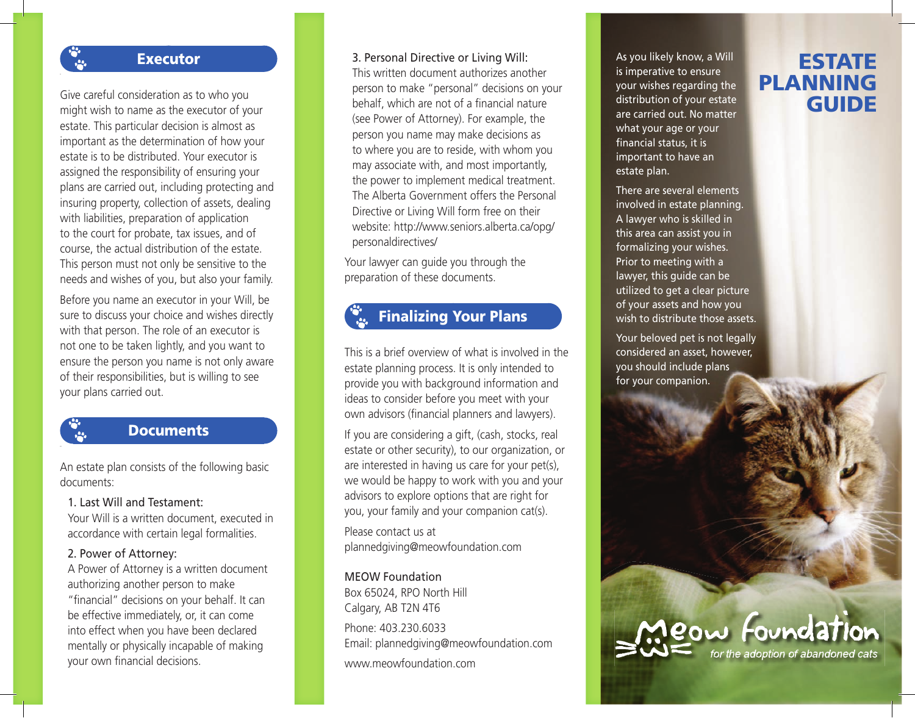## Executor

Give careful consideration as to who you might wish to name as the executor of your estate. This particular decision is almost as important as the determination of how your estate is to be distributed. Your executor is assigned the responsibility of ensuring your plans are carried out, including protecting and insuring property, collection of assets, dealing with liabilities, preparation of application to the court for probate, tax issues, and of course, the actual distribution of the estate. This person must not only be sensitive to the needs and wishes of you, but also your family.

Before you name an executor in your Will, be sure to discuss your choice and wishes directly with that person. The role of an executor is not one to be taken lightly, and you want to ensure the person you name is not only aware of their responsibilities, but is willing to see your plans carried out.

## Documents

An estate plan consists of the following basic documents:

1. Last Will and Testament:
   Your Will is a written document, executed in accordance with certain legal formalities.

2. Power of Attorney:
   A Power of Attorney is a written document authorizing another person to make "financial" decisions on your behalf. It can be effective immediately, or, it can come into effect when you have been declared mentally or physically incapable of making your own financial decisions.

3. Personal Directive or Living Will:
   This written document authorizes another person to make "personal" decisions on your behalf, which are not of a financial nature (see Power of Attorney). For example, the person you name may make decisions as to where you are to reside, with whom you may associate with, and most importantly, the power to implement medical treatment. The Alberta Government offers the Personal Directive or Living Will form free on their website: http://www.seniors.alberta.ca/opg/personaldirectives/

Your lawyer can guide you through the preparation of these documents.

## Finalizing Your Plans

This is a brief overview of what is involved in the estate planning process. It is only intended to provide you with background information and ideas to consider before you meet with your own advisors (financial planners and lawyers).

If you are considering a gift, (cash, stocks, real estate or other security), to our organization, or are interested in having us care for your pet(s), we would be happy to work with you and your advisors to explore options that are right for you, your family and your companion cat(s).

Please contact us at plannedgiving@meowfoundation.com

MEOW Foundation
Box 65024, RPO North Hill
Calgary, AB T2N 4T6

Phone: 403.230.6033
Email: plannedgiving@meowfoundation.com

www.meowfoundation.com

# ESTATE PLANNING GUIDE

As you likely know, a Will is imperative to ensure your wishes regarding the distribution of your estate are carried out. No matter what your age or your financial status, it is important to have an estate plan.

There are several elements involved in estate planning. A lawyer who is skilled in this area can assist you in formalizing your wishes. Prior to meeting with a lawyer, this guide can be utilized to get a clear picture of your assets and how you wish to distribute those assets.

Your beloved pet is not legally considered an asset, however, you should include plans for your companion.

Meow Foundation
*for the adoption of abandoned cats*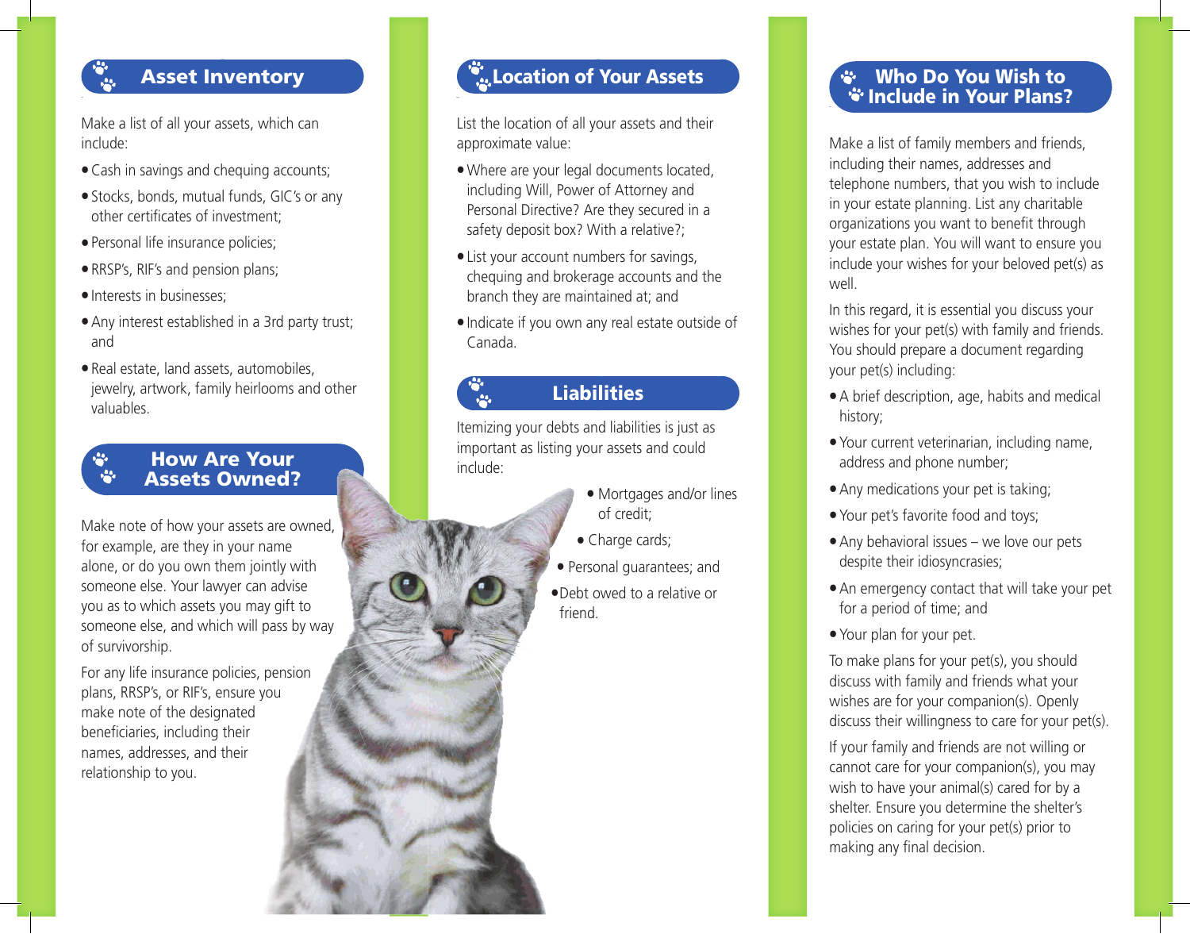## Asset Inventory

Make a list of all your assets, which can include:

- Cash in savings and chequing accounts;
- Stocks, bonds, mutual funds, GIC's or any other certificates of investment;
- Personal life insurance policies;
- RRSP's, RIF's and pension plans;
- Interests in businesses;
- Any interest established in a 3rd party trust; and
- Real estate, land assets, automobiles, jewelry, artwork, family heirlooms and other valuables.

## How Are Your Assets Owned?

Make note of how your assets are owned, for example, are they in your name alone, or do you own them jointly with someone else. Your lawyer can advise you as to which assets you may gift to someone else, and which will pass by way of survivorship.

For any life insurance policies, pension plans, RRSP's, or RIF's, ensure you make note of the designated beneficiaries, including their names, addresses, and their relationship to you.

## Location of Your Assets

List the location of all your assets and their approximate value:

- Where are your legal documents located, including Will, Power of Attorney and Personal Directive? Are they secured in a safety deposit box? With a relative?;
- List your account numbers for savings, chequing and brokerage accounts and the branch they are maintained at; and
- Indicate if you own any real estate outside of Canada.

## Liabilities

Itemizing your debts and liabilities is just as important as listing your assets and could include:

- Mortgages and/or lines of credit;
- Charge cards;
- Personal guarantees; and
- Debt owed to a relative or friend.

## Who Do You Wish to Include in Your Plans?

Make a list of family members and friends, including their names, addresses and telephone numbers, that you wish to include in your estate planning. List any charitable organizations you want to benefit through your estate plan. You will want to ensure you include your wishes for your beloved pet(s) as well.

In this regard, it is essential you discuss your wishes for your pet(s) with family and friends. You should prepare a document regarding your pet(s) including:

- A brief description, age, habits and medical history;
- Your current veterinarian, including name, address and phone number;
- Any medications your pet is taking;
- Your pet's favorite food and toys;
- Any behavioral issues – we love our pets despite their idiosyncrasies;
- An emergency contact that will take your pet for a period of time; and
- Your plan for your pet.

To make plans for your pet(s), you should discuss with family and friends what your wishes are for your companion(s). Openly discuss their willingness to care for your pet(s).

If your family and friends are not willing or cannot care for your companion(s), you may wish to have your animal(s) cared for by a shelter. Ensure you determine the shelter's policies on caring for your pet(s) prior to making any final decision.